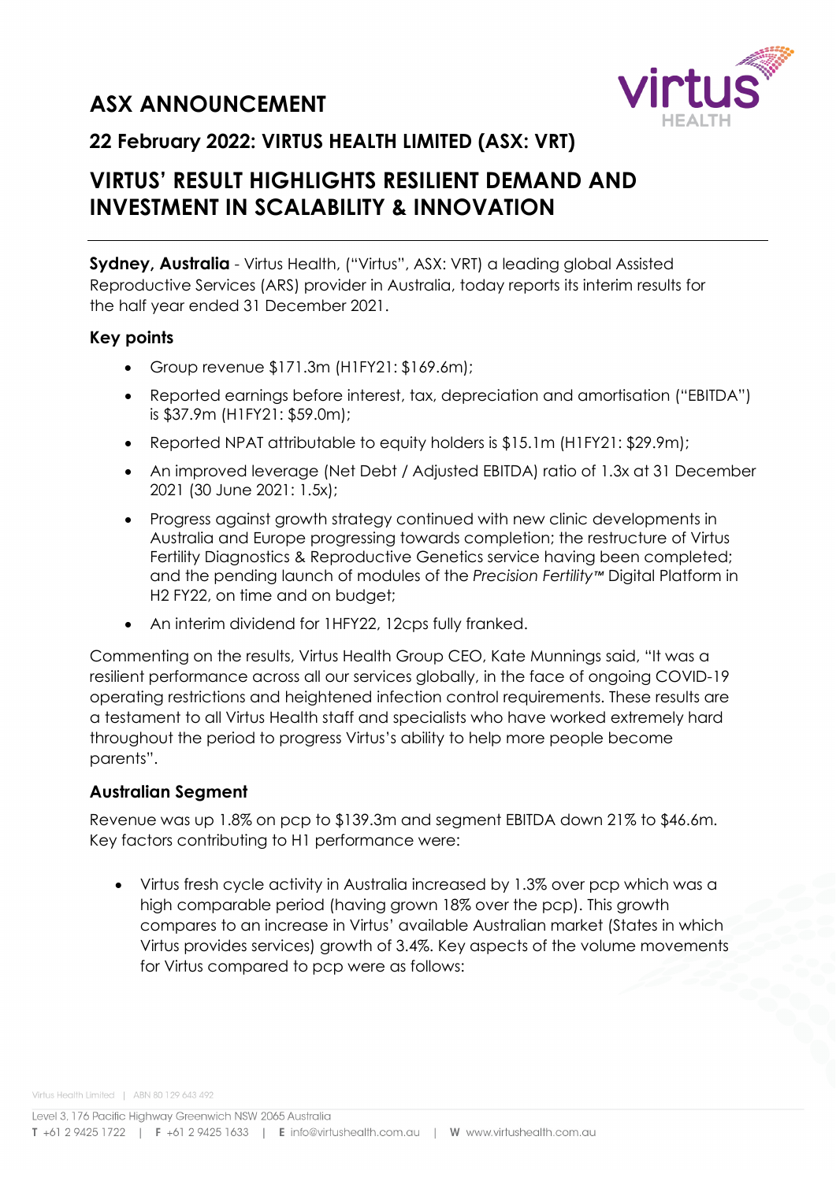# ASX ANNOUNCEMENT

## 22 February 2022: VIRTUS HEALTH LIMITED (ASX: VRT)

# VIRTUS' RESULT HIGHLIGHTS RESILIENT DEMAND AND INVESTMENT IN SCALABILITY & INNOVATION

**Sydney, Australia** - Virtus Health, ("Virtus", ASX: VRT) a leading global Assisted Reproductive Services (ARS) provider in Australia, today reports its interim results for the half year ended 31 December 2021.

### Key points

- Group revenue $171.3m (H1FY21: $169.6m);
- Reported earnings before interest, tax, depreciation and amortisation ("EBITDA") is $37.9m (H1FY21: $59.0m);
- Reported NPAT attributable to equity holders is $15.1m (H1FY21: $29.9m);
- An improved leverage (Net Debt / Adjusted EBITDA) ratio of 1.3x at 31 December 2021 (30 June 2021: 1.5x);
- Progress against growth strategy continued with new clinic developments in Australia and Europe progressing towards completion; the restructure of Virtus Fertility Diagnostics & Reproductive Genetics service having been completed; and the pending launch of modules of the *Precision Fertility™* Digital Platform in H2 FY22, on time and on budget;
- An interim dividend for 1HFY22, 12cps fully franked.

Commenting on the results, Virtus Health Group CEO, Kate Munnings said, "It was a resilient performance across all our services globally, in the face of ongoing COVID-19 operating restrictions and heightened infection control requirements. These results are a testament to all Virtus Health staff and specialists who have worked extremely hard throughout the period to progress Virtus's ability to help more people become parents".

### Australian Segment

Revenue was up 1.8% on pcp to $139.3m and segment EBITDA down 21% to $46.6m. Key factors contributing to H1 performance were:

- Virtus fresh cycle activity in Australia increased by 1.3% over pcp which was a high comparable period (having grown 18% over the pcp). This growth compares to an increase in Virtus' available Australian market (States in which Virtus provides services) growth of 3.4%. Key aspects of the volume movements for Virtus compared to pcp were as follows: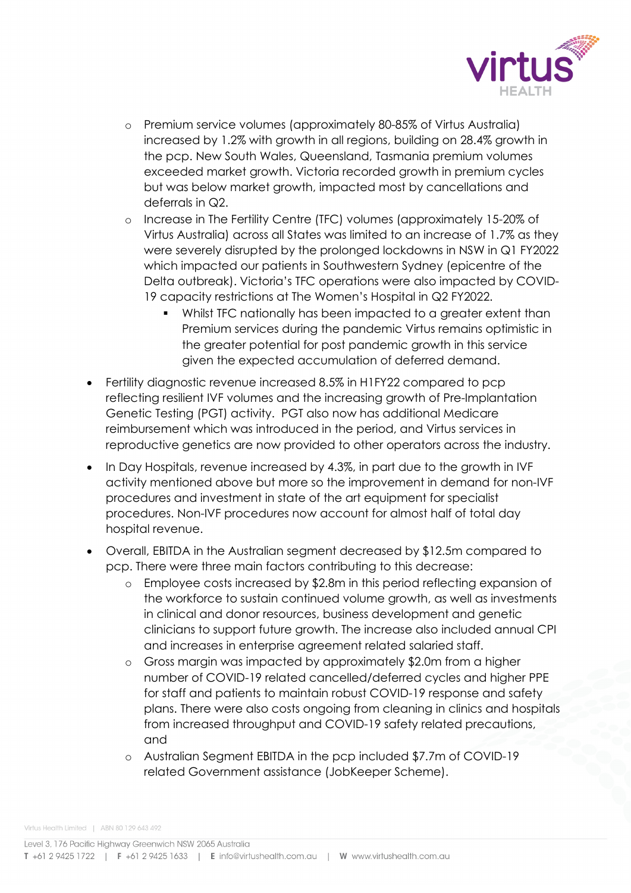- Premium service volumes (approximately 80-85% of Virtus Australia) increased by 1.2% with growth in all regions, building on 28.4% growth in the pcp. New South Wales, Queensland, Tasmania premium volumes exceeded market growth. Victoria recorded growth in premium cycles but was below market growth, impacted most by cancellations and deferrals in Q2.
  - Increase in The Fertility Centre (TFC) volumes (approximately 15-20% of Virtus Australia) across all States was limited to an increase of 1.7% as they were severely disrupted by the prolonged lockdowns in NSW in Q1 FY2022 which impacted our patients in Southwestern Sydney (epicentre of the Delta outbreak). Victoria's TFC operations were also impacted by COVID-19 capacity restrictions at The Women's Hospital in Q2 FY2022.
    - Whilst TFC nationally has been impacted to a greater extent than Premium services during the pandemic Virtus remains optimistic in the greater potential for post pandemic growth in this service given the expected accumulation of deferred demand.
- Fertility diagnostic revenue increased 8.5% in H1FY22 compared to pcp reflecting resilient IVF volumes and the increasing growth of Pre-Implantation Genetic Testing (PGT) activity. PGT also now has additional Medicare reimbursement which was introduced in the period, and Virtus services in reproductive genetics are now provided to other operators across the industry.
- In Day Hospitals, revenue increased by 4.3%, in part due to the growth in IVF activity mentioned above but more so the improvement in demand for non-IVF procedures and investment in state of the art equipment for specialist procedures. Non-IVF procedures now account for almost half of total day hospital revenue.
- Overall, EBITDA in the Australian segment decreased by $12.5m compared to pcp. There were three main factors contributing to this decrease:
  - Employee costs increased by $2.8m in this period reflecting expansion of the workforce to sustain continued volume growth, as well as investments in clinical and donor resources, business development and genetic clinicians to support future growth. The increase also included annual CPI and increases in enterprise agreement related salaried staff.
  - Gross margin was impacted by approximately $2.0m from a higher number of COVID-19 related cancelled/deferred cycles and higher PPE for staff and patients to maintain robust COVID-19 response and safety plans. There were also costs ongoing from cleaning in clinics and hospitals from increased throughput and COVID-19 safety related precautions, and
  - Australian Segment EBITDA in the pcp included $7.7m of COVID-19 related Government assistance (JobKeeper Scheme).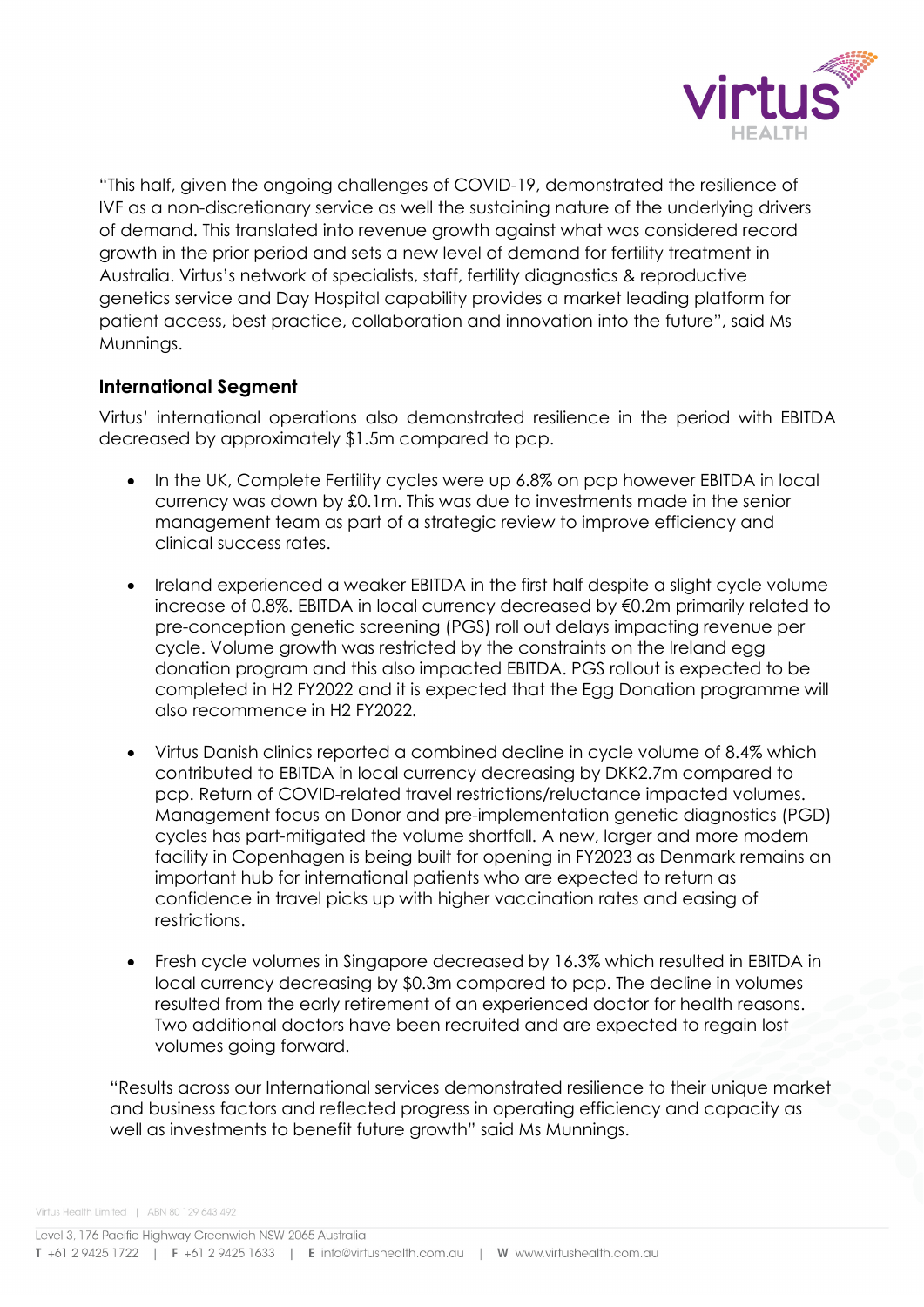"This half, given the ongoing challenges of COVID-19, demonstrated the resilience of IVF as a non-discretionary service as well the sustaining nature of the underlying drivers of demand. This translated into revenue growth against what was considered record growth in the prior period and sets a new level of demand for fertility treatment in Australia. Virtus's network of specialists, staff, fertility diagnostics & reproductive genetics service and Day Hospital capability provides a market leading platform for patient access, best practice, collaboration and innovation into the future", said Ms Munnings.

## International Segment

Virtus' international operations also demonstrated resilience in the period with EBITDA decreased by approximately $1.5m compared to pcp.

- In the UK, Complete Fertility cycles were up 6.8% on pcp however EBITDA in local currency was down by £0.1m. This was due to investments made in the senior management team as part of a strategic review to improve efficiency and clinical success rates.

- Ireland experienced a weaker EBITDA in the first half despite a slight cycle volume increase of 0.8%. EBITDA in local currency decreased by €0.2m primarily related to pre-conception genetic screening (PGS) roll out delays impacting revenue per cycle. Volume growth was restricted by the constraints on the Ireland egg donation program and this also impacted EBITDA. PGS rollout is expected to be completed in H2 FY2022 and it is expected that the Egg Donation programme will also recommence in H2 FY2022.

- Virtus Danish clinics reported a combined decline in cycle volume of 8.4% which contributed to EBITDA in local currency decreasing by DKK2.7m compared to pcp. Return of COVID-related travel restrictions/reluctance impacted volumes. Management focus on Donor and pre-implementation genetic diagnostics (PGD) cycles has part-mitigated the volume shortfall. A new, larger and more modern facility in Copenhagen is being built for opening in FY2023 as Denmark remains an important hub for international patients who are expected to return as confidence in travel picks up with higher vaccination rates and easing of restrictions.

- Fresh cycle volumes in Singapore decreased by 16.3% which resulted in EBITDA in local currency decreasing by $0.3m compared to pcp. The decline in volumes resulted from the early retirement of an experienced doctor for health reasons. Two additional doctors have been recruited and are expected to regain lost volumes going forward.

"Results across our International services demonstrated resilience to their unique market and business factors and reflected progress in operating efficiency and capacity as well as investments to benefit future growth" said Ms Munnings.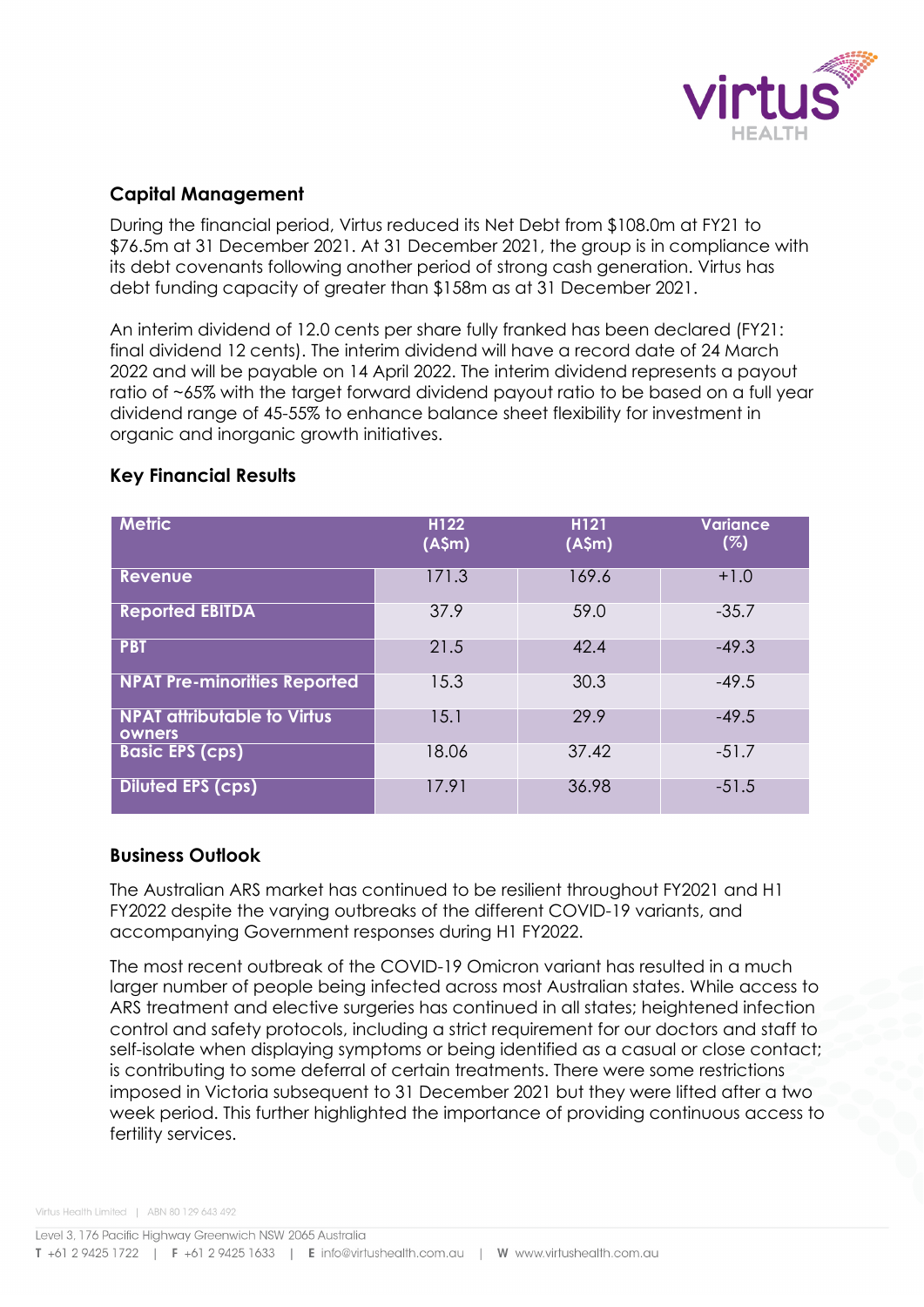## Capital Management

During the financial period, Virtus reduced its Net Debt from $108.0m at FY21 to $76.5m at 31 December 2021. At 31 December 2021, the group is in compliance with its debt covenants following another period of strong cash generation. Virtus has debt funding capacity of greater than $158m as at 31 December 2021.

An interim dividend of 12.0 cents per share fully franked has been declared (FY21: final dividend 12 cents). The interim dividend will have a record date of 24 March 2022 and will be payable on 14 April 2022. The interim dividend represents a payout ratio of ~65% with the target forward dividend payout ratio to be based on a full year dividend range of 45-55% to enhance balance sheet flexibility for investment in organic and inorganic growth initiatives.

## Key Financial Results

| Metric | H122 (A$m) | H121 (A$m) | Variance (%) |
|---|---|---|---|
| Revenue | 171.3 | 169.6 | +1.0 |
| Reported EBITDA | 37.9 | 59.0 | -35.7 |
| PBT | 21.5 | 42.4 | -49.3 |
| NPAT Pre-minorities Reported | 15.3 | 30.3 | -49.5 |
| NPAT attributable to Virtus owners | 15.1 | 29.9 | -49.5 |
| Basic EPS (cps) | 18.06 | 37.42 | -51.7 |
| Diluted EPS (cps) | 17.91 | 36.98 | -51.5 |

## Business Outlook

The Australian ARS market has continued to be resilient throughout FY2021 and H1 FY2022 despite the varying outbreaks of the different COVID-19 variants, and accompanying Government responses during H1 FY2022.

The most recent outbreak of the COVID-19 Omicron variant has resulted in a much larger number of people being infected across most Australian states. While access to ARS treatment and elective surgeries has continued in all states; heightened infection control and safety protocols, including a strict requirement for our doctors and staff to self-isolate when displaying symptoms or being identified as a casual or close contact; is contributing to some deferral of certain treatments. There were some restrictions imposed in Victoria subsequent to 31 December 2021 but they were lifted after a two week period. This further highlighted the importance of providing continuous access to fertility services.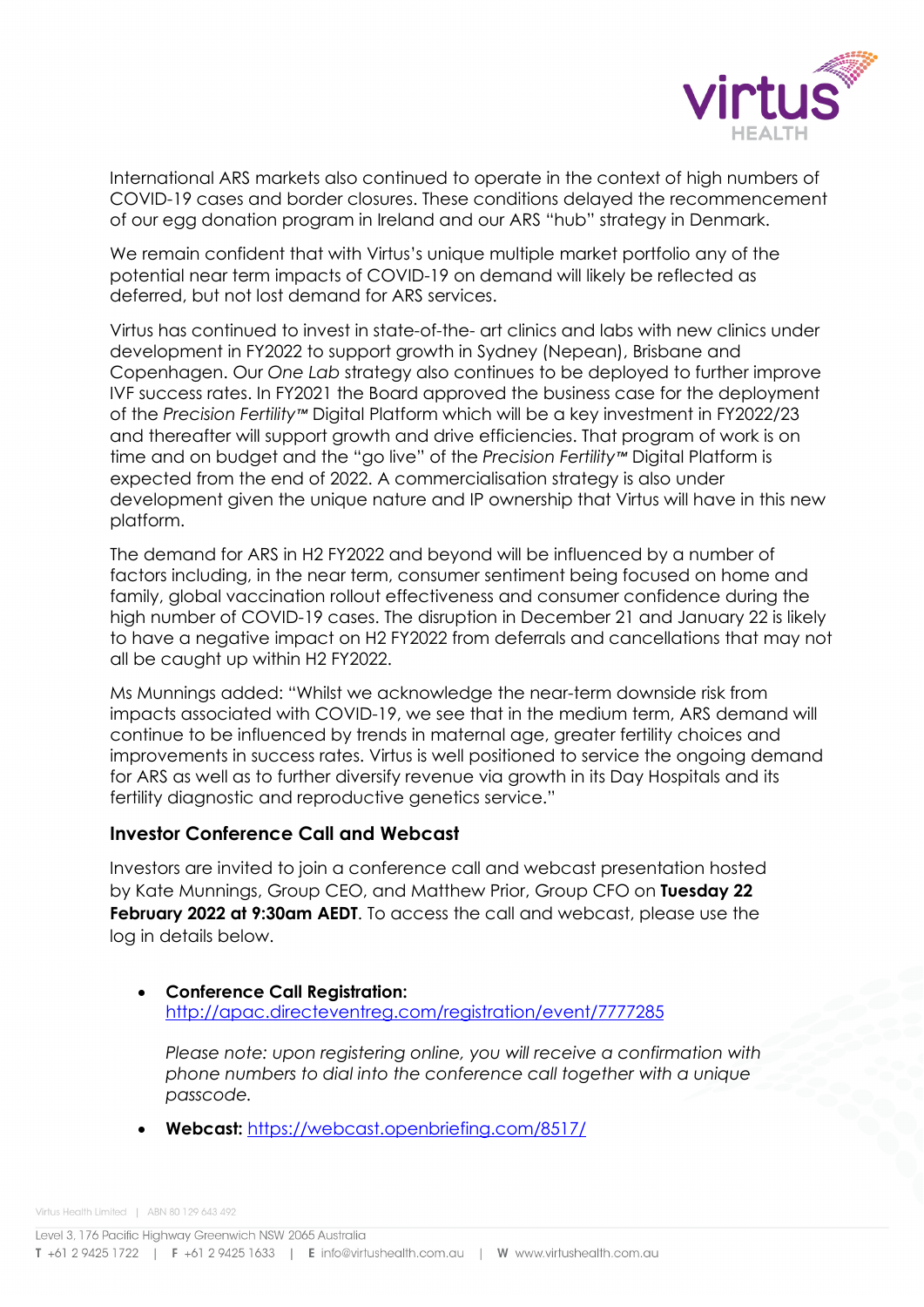International ARS markets also continued to operate in the context of high numbers of COVID-19 cases and border closures. These conditions delayed the recommencement of our egg donation program in Ireland and our ARS "hub" strategy in Denmark.

We remain confident that with Virtus's unique multiple market portfolio any of the potential near term impacts of COVID-19 on demand will likely be reflected as deferred, but not lost demand for ARS services.

Virtus has continued to invest in state-of-the- art clinics and labs with new clinics under development in FY2022 to support growth in Sydney (Nepean), Brisbane and Copenhagen. Our *One Lab* strategy also continues to be deployed to further improve IVF success rates. In FY2021 the Board approved the business case for the deployment of the *Precision Fertility™* Digital Platform which will be a key investment in FY2022/23 and thereafter will support growth and drive efficiencies. That program of work is on time and on budget and the "go live" of the *Precision Fertility™* Digital Platform is expected from the end of 2022. A commercialisation strategy is also under development given the unique nature and IP ownership that Virtus will have in this new platform.

The demand for ARS in H2 FY2022 and beyond will be influenced by a number of factors including, in the near term, consumer sentiment being focused on home and family, global vaccination rollout effectiveness and consumer confidence during the high number of COVID-19 cases. The disruption in December 21 and January 22 is likely to have a negative impact on H2 FY2022 from deferrals and cancellations that may not all be caught up within H2 FY2022.

Ms Munnings added: "Whilst we acknowledge the near-term downside risk from impacts associated with COVID-19, we see that in the medium term, ARS demand will continue to be influenced by trends in maternal age, greater fertility choices and improvements in success rates. Virtus is well positioned to service the ongoing demand for ARS as well as to further diversify revenue via growth in its Day Hospitals and its fertility diagnostic and reproductive genetics service."

## Investor Conference Call and Webcast

Investors are invited to join a conference call and webcast presentation hosted by Kate Munnings, Group CEO, and Matthew Prior, Group CFO on **Tuesday 22 February 2022 at 9:30am AEDT**. To access the call and webcast, please use the log in details below.

- **Conference Call Registration:** [http://apac.directeventreg.com/registration/event/7777285](http://apac.directeventreg.com/registration/event/7777285)

  *Please note: upon registering online, you will receive a confirmation with phone numbers to dial into the conference call together with a unique passcode.*

- **Webcast:** [https://webcast.openbriefing.com/8517/](https://webcast.openbriefing.com/8517/)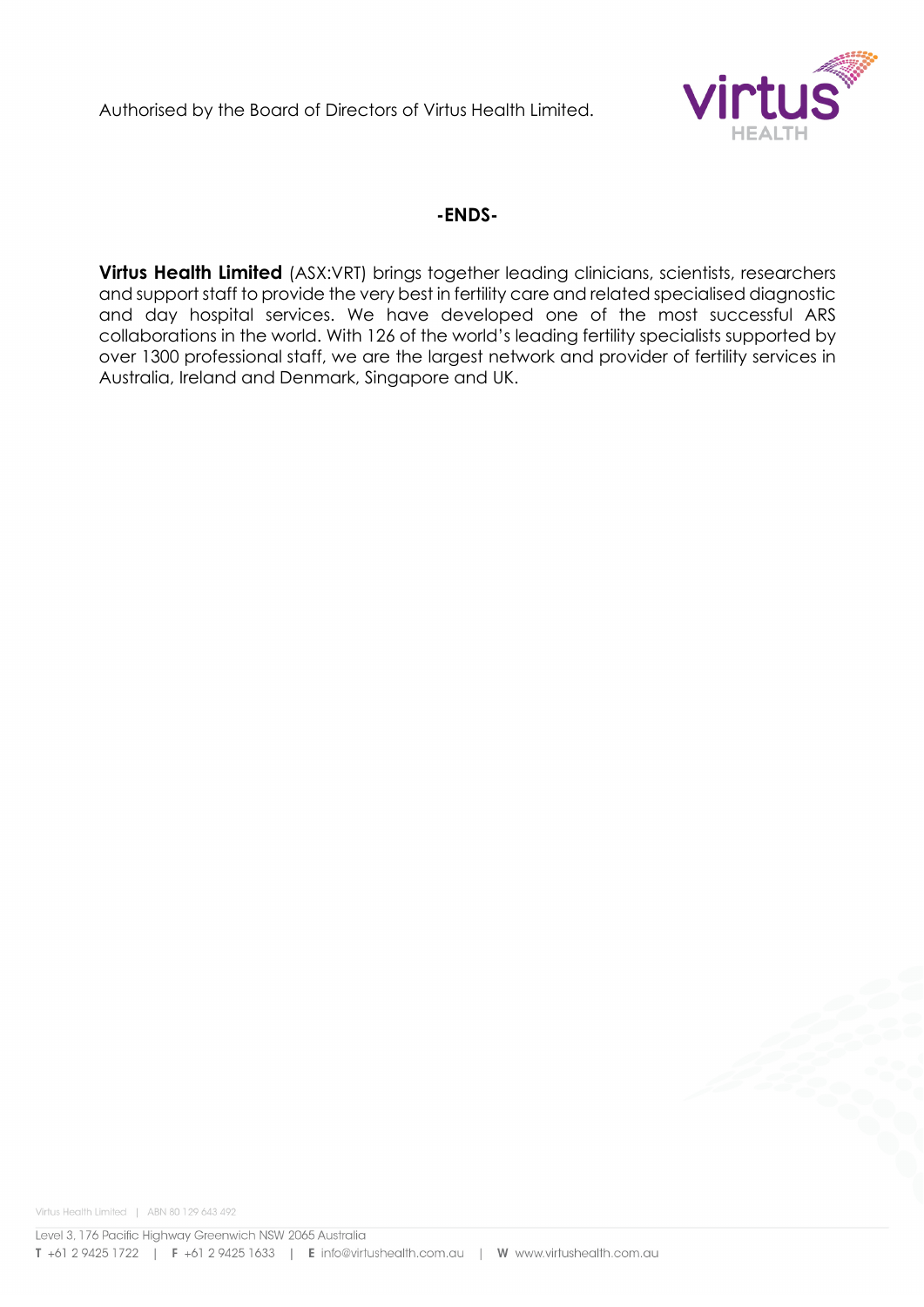Authorised by the Board of Directors of Virtus Health Limited.

**-ENDS-**

**Virtus Health Limited** (ASX:VRT) brings together leading clinicians, scientists, researchers and support staff to provide the very best in fertility care and related specialised diagnostic and day hospital services. We have developed one of the most successful ARS collaborations in the world. With 126 of the world's leading fertility specialists supported by over 1300 professional staff, we are the largest network and provider of fertility services in Australia, Ireland and Denmark, Singapore and UK.